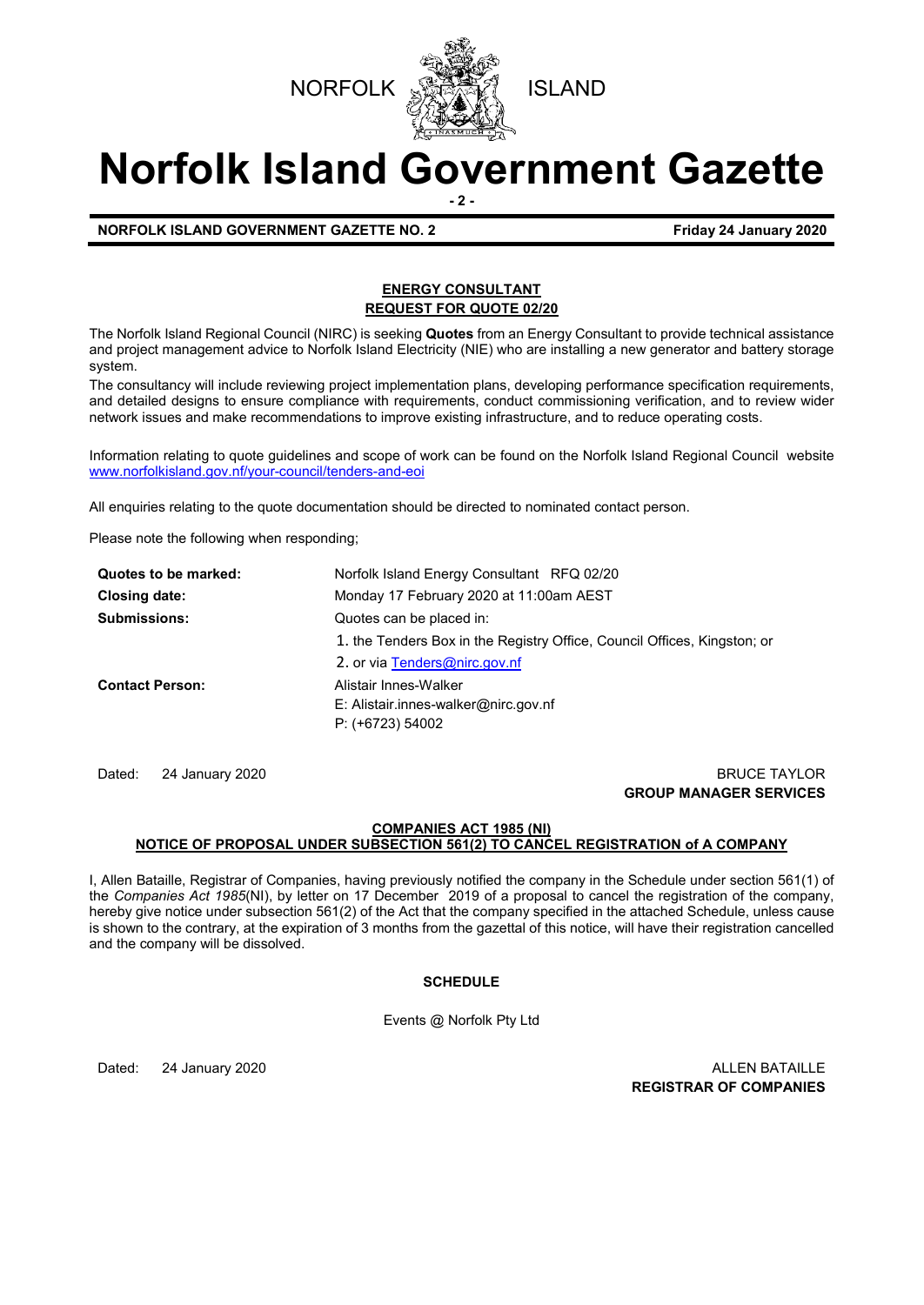NORFOLK ISLAND

# Norfolk Island Government Gazette

**NORFOLK ISLAND GOVERNMENT GAZETTE NO. 2** **Friday 24 January 2020**

## ENERGY CONSULTANT
## REQUEST FOR QUOTE 02/20

The Norfolk Island Regional Council (NIRC) is seeking **Quotes** from an Energy Consultant to provide technical assistance and project management advice to Norfolk Island Electricity (NIE) who are installing a new generator and battery storage system.

The consultancy will include reviewing project implementation plans, developing performance specification requirements, and detailed designs to ensure compliance with requirements, conduct commissioning verification, and to review wider network issues and make recommendations to improve existing infrastructure, and to reduce operating costs.

Information relating to quote guidelines and scope of work can be found on the Norfolk Island Regional Council website www.norfolkisland.gov.nf/your-council/tenders-and-eoi

All enquiries relating to the quote documentation should be directed to nominated contact person.

Please note the following when responding;

| | |
|---|---|
| **Quotes to be marked:** | Norfolk Island Energy Consultant RFQ 02/20 |
| **Closing date:** | Monday 17 February 2020 at 11:00am AEST |
| **Submissions:** | Quotes can be placed in:<br>1. the Tenders Box in the Registry Office, Council Offices, Kingston; or<br>2. or via Tenders@nirc.gov.nf |
| **Contact Person:** | Alistair Innes-Walker<br>E: Alistair.innes-walker@nirc.gov.nf<br>P: (+6723) 54002 |

Dated: 24 January 2020

BRUCE TAYLOR
**GROUP MANAGER SERVICES**

## COMPANIES ACT 1985 (NI)
## NOTICE OF PROPOSAL UNDER SUBSECTION 561(2) TO CANCEL REGISTRATION of A COMPANY

I, Allen Bataille, Registrar of Companies, having previously notified the company in the Schedule under section 561(1) of the *Companies Act 1985*(NI), by letter on 17 December 2019 of a proposal to cancel the registration of the company, hereby give notice under subsection 561(2) of the Act that the company specified in the attached Schedule, unless cause is shown to the contrary, at the expiration of 3 months from the gazettal of this notice, will have their registration cancelled and the company will be dissolved.

**SCHEDULE**

Events @ Norfolk Pty Ltd

Dated: 24 January 2020

ALLEN BATAILLE
**REGISTRAR OF COMPANIES**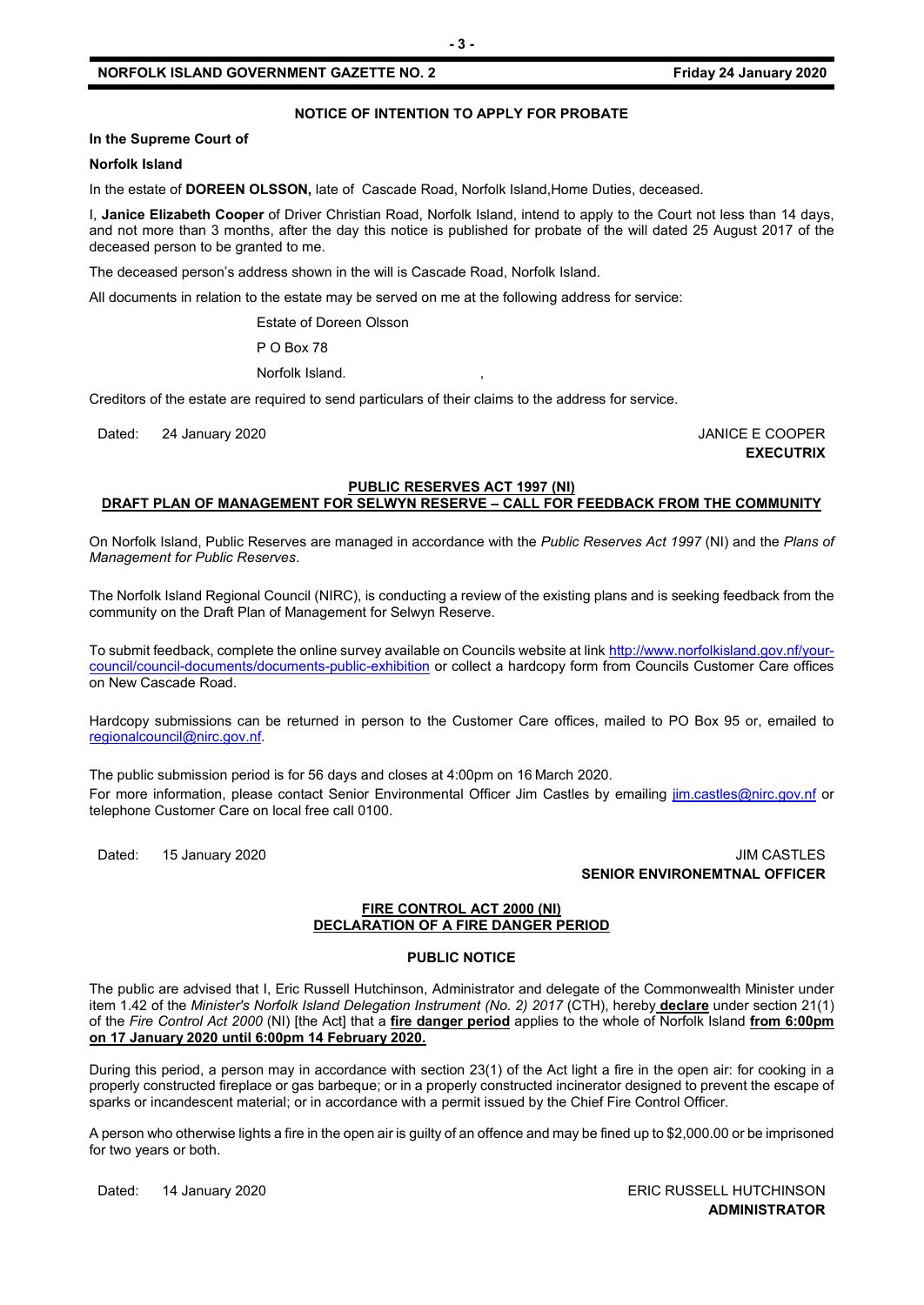### NOTICE OF INTENTION TO APPLY FOR PROBATE

**In the Supreme Court of**

**Norfolk Island**

In the estate of **DOREEN OLSSON,** late of Cascade Road, Norfolk Island,Home Duties, deceased.

I, **Janice Elizabeth Cooper** of Driver Christian Road, Norfolk Island, intend to apply to the Court not less than 14 days, and not more than 3 months, after the day this notice is published for probate of the will dated 25 August 2017 of the deceased person to be granted to me.

The deceased person's address shown in the will is Cascade Road, Norfolk Island.

All documents in relation to the estate may be served on me at the following address for service:

Estate of Doreen Olsson

P O Box 78

Norfolk Island.

Creditors of the estate are required to send particulars of their claims to the address for service.

Dated: 24 January 2020

JANICE E COOPER
**EXECUTRIX**

### PUBLIC RESERVES ACT 1997 (NI)
### DRAFT PLAN OF MANAGEMENT FOR SELWYN RESERVE – CALL FOR FEEDBACK FROM THE COMMUNITY

On Norfolk Island, Public Reserves are managed in accordance with the *Public Reserves Act 1997* (NI) and the *Plans of Management for Public Reserves*.

The Norfolk Island Regional Council (NIRC), is conducting a review of the existing plans and is seeking feedback from the community on the Draft Plan of Management for Selwyn Reserve.

To submit feedback, complete the online survey available on Councils website at link http://www.norfolkisland.gov.nf/your-council/council-documents/documents-public-exhibition or collect a hardcopy form from Councils Customer Care offices on New Cascade Road.

Hardcopy submissions can be returned in person to the Customer Care offices, mailed to PO Box 95 or, emailed to regionalcouncil@nirc.gov.nf.

The public submission period is for 56 days and closes at 4:00pm on 16 March 2020.

For more information, please contact Senior Environmental Officer Jim Castles by emailing jim.castles@nirc.gov.nf or telephone Customer Care on local free call 0100.

Dated: 15 January 2020

JIM CASTLES
**SENIOR ENVIRONEMTNAL OFFICER**

### FIRE CONTROL ACT 2000 (NI)
### DECLARATION OF A FIRE DANGER PERIOD

**PUBLIC NOTICE**

The public are advised that I, Eric Russell Hutchinson, Administrator and delegate of the Commonwealth Minister under item 1.42 of the *Minister's Norfolk Island Delegation Instrument (No. 2) 2017* (CTH), hereby **declare** under section 21(1) of the *Fire Control Act 2000* (NI) [the Act] that a **fire danger period** applies to the whole of Norfolk Island **from 6:00pm on 17 January 2020 until 6:00pm 14 February 2020.**

During this period, a person may in accordance with section 23(1) of the Act light a fire in the open air: for cooking in a properly constructed fireplace or gas barbeque; or in a properly constructed incinerator designed to prevent the escape of sparks or incandescent material; or in accordance with a permit issued by the Chief Fire Control Officer.

A person who otherwise lights a fire in the open air is guilty of an offence and may be fined up to $2,000.00 or be imprisoned for two years or both.

Dated: 14 January 2020

ERIC RUSSELL HUTCHINSON
**ADMINISTRATOR**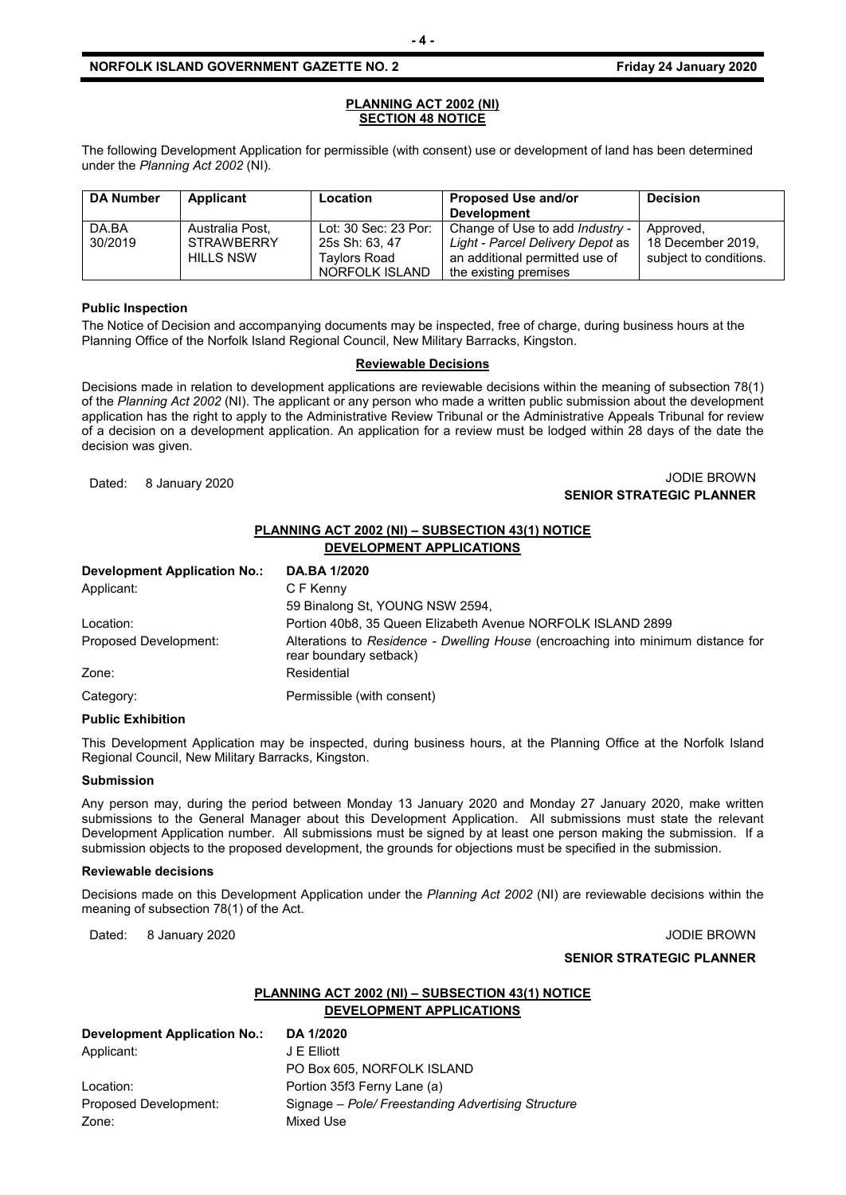## PLANNING ACT 2002 (NI) SECTION 48 NOTICE

The following Development Application for permissible (with consent) use or development of land has been determined under the *Planning Act 2002* (NI).

| DA Number | Applicant | Location | Proposed Use and/or Development | Decision |
|---|---|---|---|---|
| DA.BA 30/2019 | Australia Post, STRAWBERRY HILLS NSW | Lot: 30 Sec: 23 Por: 25s Sh: 63, 47 Taylors Road NORFOLK ISLAND | Change of Use to add *Industry - Light - Parcel Delivery Depot* as an additional permitted use of the existing premises | Approved, 18 December 2019, subject to conditions. |

**Public Inspection**

The Notice of Decision and accompanying documents may be inspected, free of charge, during business hours at the Planning Office of the Norfolk Island Regional Council, New Military Barracks, Kingston.

**Reviewable Decisions**

Decisions made in relation to development applications are reviewable decisions within the meaning of subsection 78(1) of the *Planning Act 2002* (NI). The applicant or any person who made a written public submission about the development application has the right to apply to the Administrative Review Tribunal or the Administrative Appeals Tribunal for review of a decision on a development application. An application for a review must be lodged within 28 days of the date the decision was given.

Dated: 8 January 2020

JODIE BROWN
**SENIOR STRATEGIC PLANNER**

## PLANNING ACT 2002 (NI) – SUBSECTION 43(1) NOTICE DEVELOPMENT APPLICATIONS

**Development Application No.:** **DA.BA 1/2020**

Applicant: C F Kenny
59 Binalong St, YOUNG NSW 2594,

Location: Portion 40b8, 35 Queen Elizabeth Avenue NORFOLK ISLAND 2899

Proposed Development: Alterations to *Residence - Dwelling House* (encroaching into minimum distance for rear boundary setback)

Zone: Residential

Category: Permissible (with consent)

**Public Exhibition**

This Development Application may be inspected, during business hours, at the Planning Office at the Norfolk Island Regional Council, New Military Barracks, Kingston.

**Submission**

Any person may, during the period between Monday 13 January 2020 and Monday 27 January 2020, make written submissions to the General Manager about this Development Application. All submissions must state the relevant Development Application number. All submissions must be signed by at least one person making the submission. If a submission objects to the proposed development, the grounds for objections must be specified in the submission.

**Reviewable decisions**

Decisions made on this Development Application under the *Planning Act 2002* (NI) are reviewable decisions within the meaning of subsection 78(1) of the Act.

Dated: 8 January 2020

JODIE BROWN
**SENIOR STRATEGIC PLANNER**

## PLANNING ACT 2002 (NI) – SUBSECTION 43(1) NOTICE DEVELOPMENT APPLICATIONS

**Development Application No.:** **DA 1/2020**

Applicant: J E Elliott
PO Box 605, NORFOLK ISLAND

Location: Portion 35f3 Ferny Lane (a)

Proposed Development: Signage – *Pole/ Freestanding Advertising Structure*

Zone: Mixed Use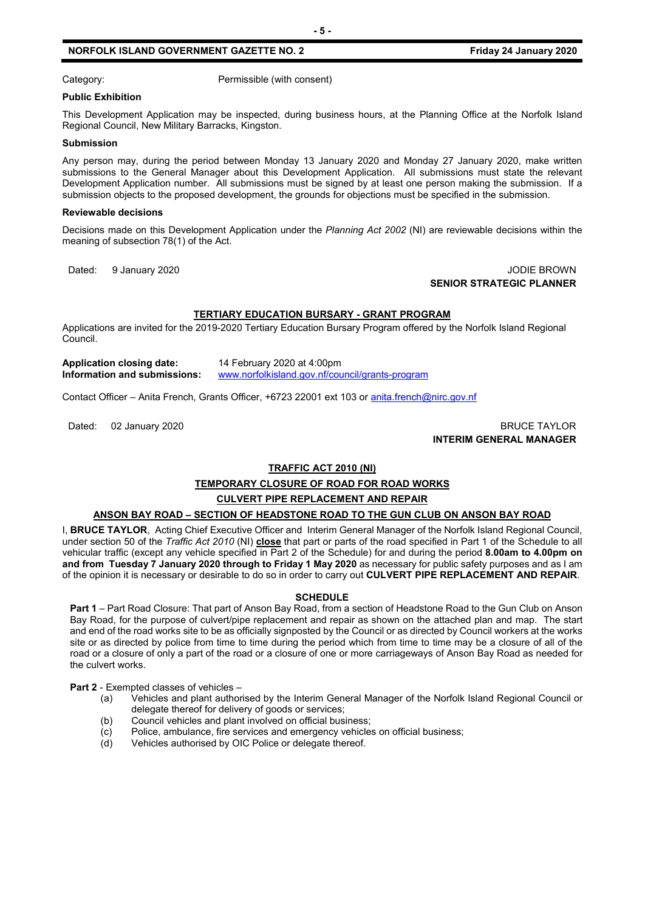Category: Permissible (with consent)

**Public Exhibition**

This Development Application may be inspected, during business hours, at the Planning Office at the Norfolk Island Regional Council, New Military Barracks, Kingston.

**Submission**

Any person may, during the period between Monday 13 January 2020 and Monday 27 January 2020, make written submissions to the General Manager about this Development Application. All submissions must state the relevant Development Application number. All submissions must be signed by at least one person making the submission. If a submission objects to the proposed development, the grounds for objections must be specified in the submission.

**Reviewable decisions**

Decisions made on this Development Application under the *Planning Act 2002* (NI) are reviewable decisions within the meaning of subsection 78(1) of the Act.

Dated: 9 January 2020

JODIE BROWN
**SENIOR STRATEGIC PLANNER**

## TERTIARY EDUCATION BURSARY - GRANT PROGRAM

Applications are invited for the 2019-2020 Tertiary Education Bursary Program offered by the Norfolk Island Regional Council.

**Application closing date:** 14 February 2020 at 4:00pm
**Information and submissions:** www.norfolkisland.gov.nf/council/grants-program

Contact Officer – Anita French, Grants Officer, +6723 22001 ext 103 or anita.french@nirc.gov.nf

Dated: 02 January 2020

BRUCE TAYLOR
**INTERIM GENERAL MANAGER**

## TRAFFIC ACT 2010 (NI)

## TEMPORARY CLOSURE OF ROAD FOR ROAD WORKS

## CULVERT PIPE REPLACEMENT AND REPAIR

## ANSON BAY ROAD – SECTION OF HEADSTONE ROAD TO THE GUN CLUB ON ANSON BAY ROAD

I, **BRUCE TAYLOR**, Acting Chief Executive Officer and Interim General Manager of the Norfolk Island Regional Council, under section 50 of the *Traffic Act 2010* (NI) **close** that part or parts of the road specified in Part 1 of the Schedule to all vehicular traffic (except any vehicle specified in Part 2 of the Schedule) for and during the period **8.00am to 4.00pm on and from Tuesday 7 January 2020 through to Friday 1 May 2020** as necessary for public safety purposes and as I am of the opinion it is necessary or desirable to do so in order to carry out **CULVERT PIPE REPLACEMENT AND REPAIR**.

**SCHEDULE**

**Part 1** – Part Road Closure: That part of Anson Bay Road, from a section of Headstone Road to the Gun Club on Anson Bay Road, for the purpose of culvert/pipe replacement and repair as shown on the attached plan and map. The start and end of the road works site to be as officially signposted by the Council or as directed by Council workers at the works site or as directed by police from time to time during the period which from time to time may be a closure of all of the road or a closure of only a part of the road or a closure of one or more carriageways of Anson Bay Road as needed for the culvert works.

**Part 2** - Exempted classes of vehicles –

(a) Vehicles and plant authorised by the Interim General Manager of the Norfolk Island Regional Council or delegate thereof for delivery of goods or services;
(b) Council vehicles and plant involved on official business;
(c) Police, ambulance, fire services and emergency vehicles on official business;
(d) Vehicles authorised by OIC Police or delegate thereof.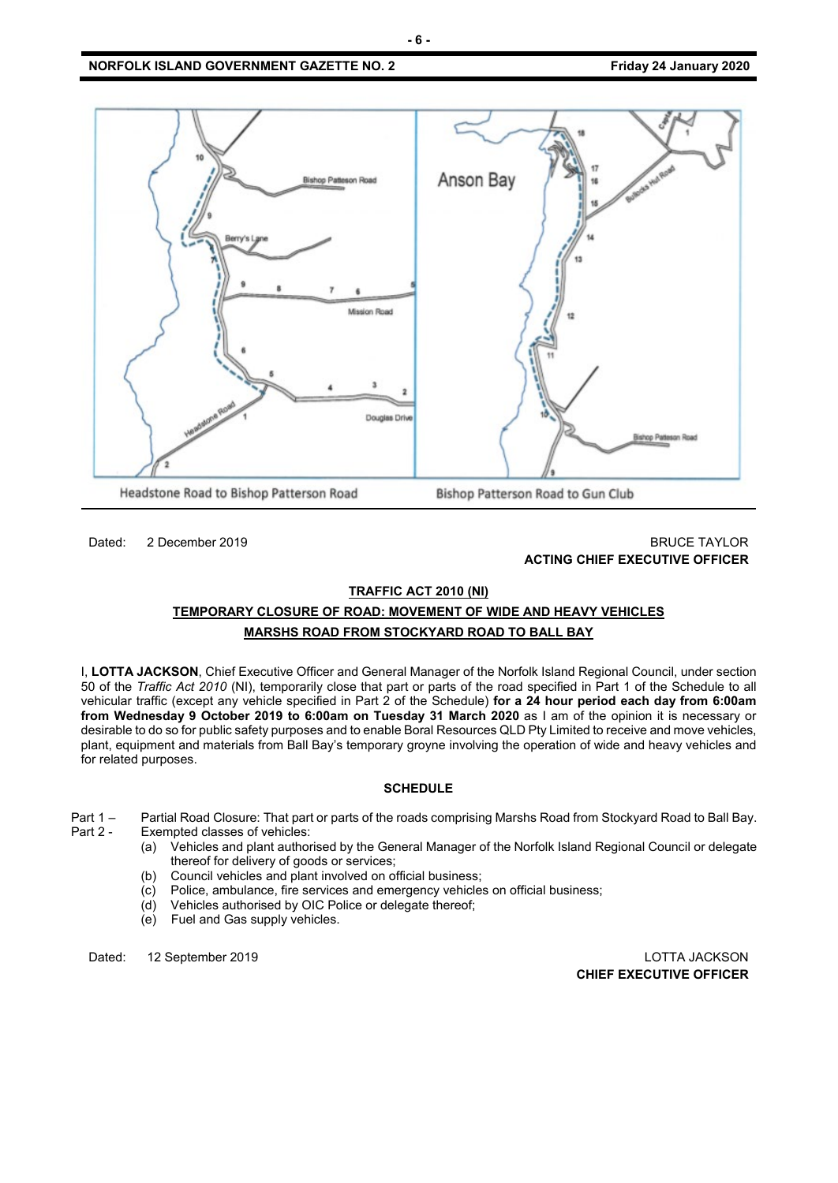Headstone Road to Bishop Patterson Road

Bishop Patterson Road to Gun Club

Dated: 2 December 2019

BRUCE TAYLOR
**ACTING CHIEF EXECUTIVE OFFICER**

## TRAFFIC ACT 2010 (NI)

## TEMPORARY CLOSURE OF ROAD: MOVEMENT OF WIDE AND HEAVY VEHICLES

## MARSHS ROAD FROM STOCKYARD ROAD TO BALL BAY

I, **LOTTA JACKSON**, Chief Executive Officer and General Manager of the Norfolk Island Regional Council, under section 50 of the *Traffic Act 2010* (NI), temporarily close that part or parts of the road specified in Part 1 of the Schedule to all vehicular traffic (except any vehicle specified in Part 2 of the Schedule) **for a 24 hour period each day from 6:00am from Wednesday 9 October 2019 to 6:00am on Tuesday 31 March 2020** as I am of the opinion it is necessary or desirable to do so for public safety purposes and to enable Boral Resources QLD Pty Limited to receive and move vehicles, plant, equipment and materials from Ball Bay's temporary groyne involving the operation of wide and heavy vehicles and for related purposes.

**SCHEDULE**

Part 1 – Partial Road Closure: That part or parts of the roads comprising Marshs Road from Stockyard Road to Ball Bay.

Part 2 - Exempted classes of vehicles:

(a) Vehicles and plant authorised by the General Manager of the Norfolk Island Regional Council or delegate thereof for delivery of goods or services;
(b) Council vehicles and plant involved on official business;
(c) Police, ambulance, fire services and emergency vehicles on official business;
(d) Vehicles authorised by OIC Police or delegate thereof;
(e) Fuel and Gas supply vehicles.

Dated: 12 September 2019

LOTTA JACKSON
**CHIEF EXECUTIVE OFFICER**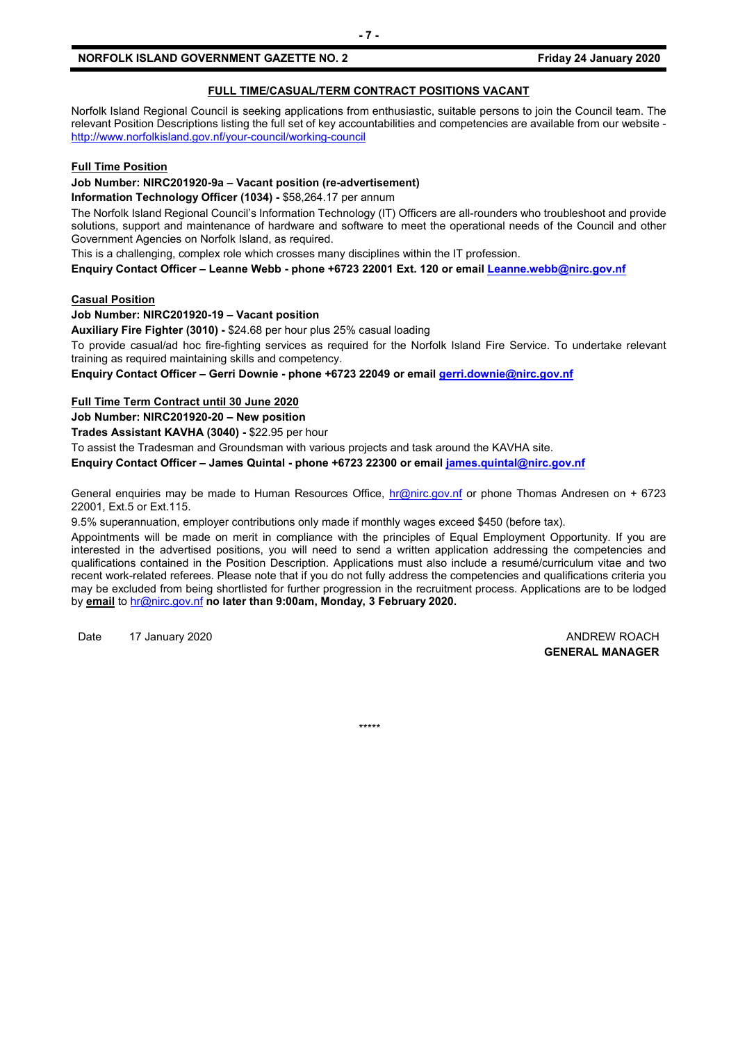## FULL TIME/CASUAL/TERM CONTRACT POSITIONS VACANT

Norfolk Island Regional Council is seeking applications from enthusiastic, suitable persons to join the Council team. The relevant Position Descriptions listing the full set of key accountabilities and competencies are available from our website - http://www.norfolkisland.gov.nf/your-council/working-council

### Full Time Position

**Job Number: NIRC201920-9a – Vacant position (re-advertisement)**

**Information Technology Officer (1034) -** $58,264.17 per annum

The Norfolk Island Regional Council's Information Technology (IT) Officers are all-rounders who troubleshoot and provide solutions, support and maintenance of hardware and software to meet the operational needs of the Council and other Government Agencies on Norfolk Island, as required.

This is a challenging, complex role which crosses many disciplines within the IT profession.

**Enquiry Contact Officer – Leanne Webb - phone +6723 22001 Ext. 120 or email Leanne.webb@nirc.gov.nf**

### Casual Position

**Job Number: NIRC201920-19 – Vacant position**

**Auxiliary Fire Fighter (3010) -** $24.68 per hour plus 25% casual loading

To provide casual/ad hoc fire-fighting services as required for the Norfolk Island Fire Service. To undertake relevant training as required maintaining skills and competency.

**Enquiry Contact Officer – Gerri Downie - phone +6723 22049 or email gerri.downie@nirc.gov.nf**

### Full Time Term Contract until 30 June 2020

**Job Number: NIRC201920-20 – New position**

**Trades Assistant KAVHA (3040) -** $22.95 per hour

To assist the Tradesman and Groundsman with various projects and task around the KAVHA site.

**Enquiry Contact Officer – James Quintal - phone +6723 22300 or email james.quintal@nirc.gov.nf**

General enquiries may be made to Human Resources Office, hr@nirc.gov.nf or phone Thomas Andresen on + 6723 22001, Ext.5 or Ext.115.

9.5% superannuation, employer contributions only made if monthly wages exceed $450 (before tax).

Appointments will be made on merit in compliance with the principles of Equal Employment Opportunity. If you are interested in the advertised positions, you will need to send a written application addressing the competencies and qualifications contained in the Position Description. Applications must also include a resumé/curriculum vitae and two recent work-related referees. Please note that if you do not fully address the competencies and qualifications criteria you may be excluded from being shortlisted for further progression in the recruitment process. Applications are to be lodged by **email** to hr@nirc.gov.nf **no later than 9:00am, Monday, 3 February 2020.**

Date 17 January 2020

ANDREW ROACH
**GENERAL MANAGER**

*****